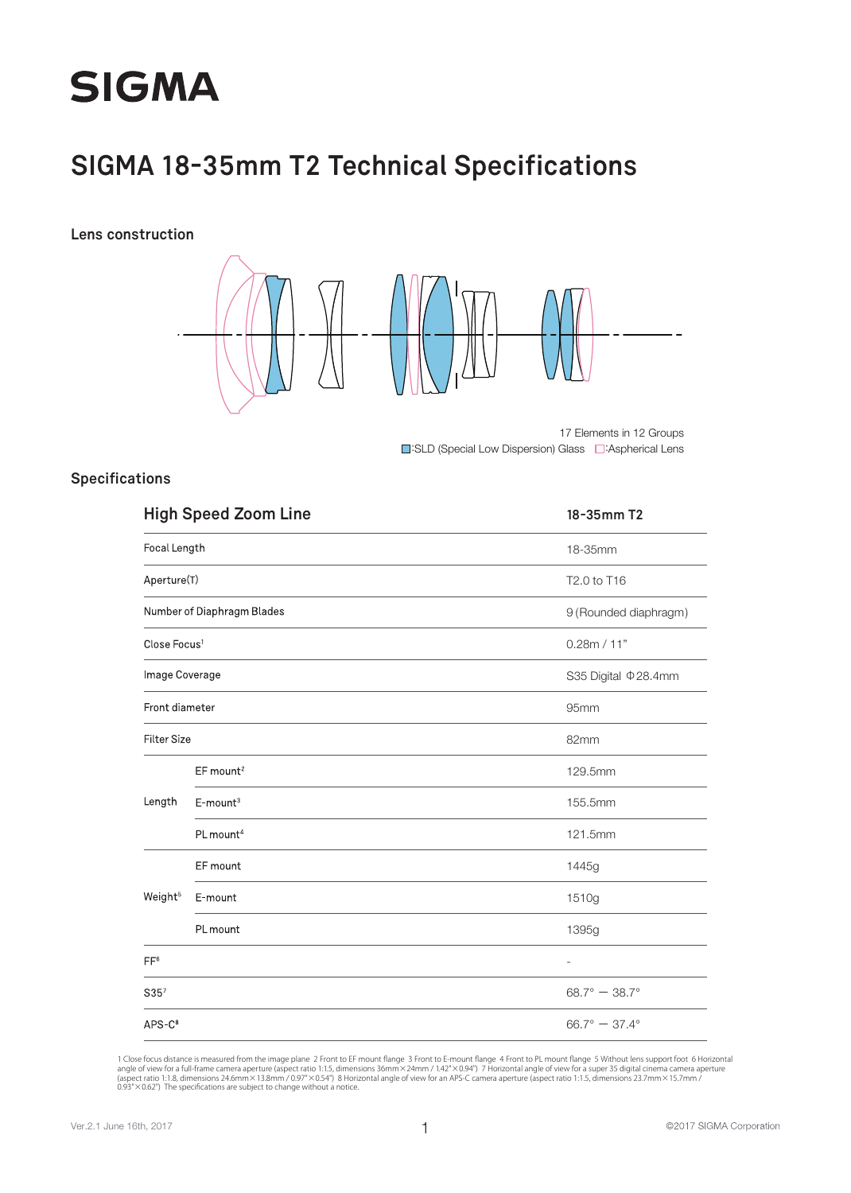# SIGMA

## SIGMA 18-35mm T2 Technical Specifications

### Lens construction

17 Elements in 12 Groups

:SLD (Special Low Dispersion) Glass :Aspherical Lens

### Specifications

| High Speed Zoom Line | | 18-35mm T2 |
|---|---|---|
| Focal Length | | 18-35mm |
| Aperture(T) | | T2.0 to T16 |
| Number of Diaphragm Blades | | 9 (Rounded diaphragm) |
| Close Focus[1] | | 0.28m / 11" |
| Image Coverage | | S35 Digital Φ28.4mm |
| Front diameter | | 95mm |
| Filter Size | | 82mm |
| Length | EF mount[2] | 129.5mm |
| | E-mount[3] | 155.5mm |
| | PL mount[4] | 121.5mm |
| Weight[5] | EF mount | 1445g |
| | E-mount | 1510g |
| | PL mount | 1395g |
| FF[6] | | - |
| S35[7] | | 68.7° — 38.7° |
| APS-C[8] | | 66.7° — 37.4° |

1 Close focus distance is measured from the image plane 2 Front to EF mount flange 3 Front to E-mount flange 4 Front to PL mount flange 5 Without lens support foot 6 Horizontal angle of view for a full-frame camera aperture (aspect ratio 1:1.5, dimensions 36mm×24mm / 1.42"×0.94") 7 Horizontal angle of view for a super 35 digital cinema camera aperture (aspect ratio 1:1.8, dimensions 24.6mm×13.8mm / 0.97"×0.54") 8 Horizontal angle of view for an APS-C camera aperture (aspect ratio 1:1.5, dimensions 23.7mm×15.7mm / 0.93"×0.62") The specifications are subject to change without a notice.

Ver.2.1 June 16th, 2017

©2017 SIGMA Corporation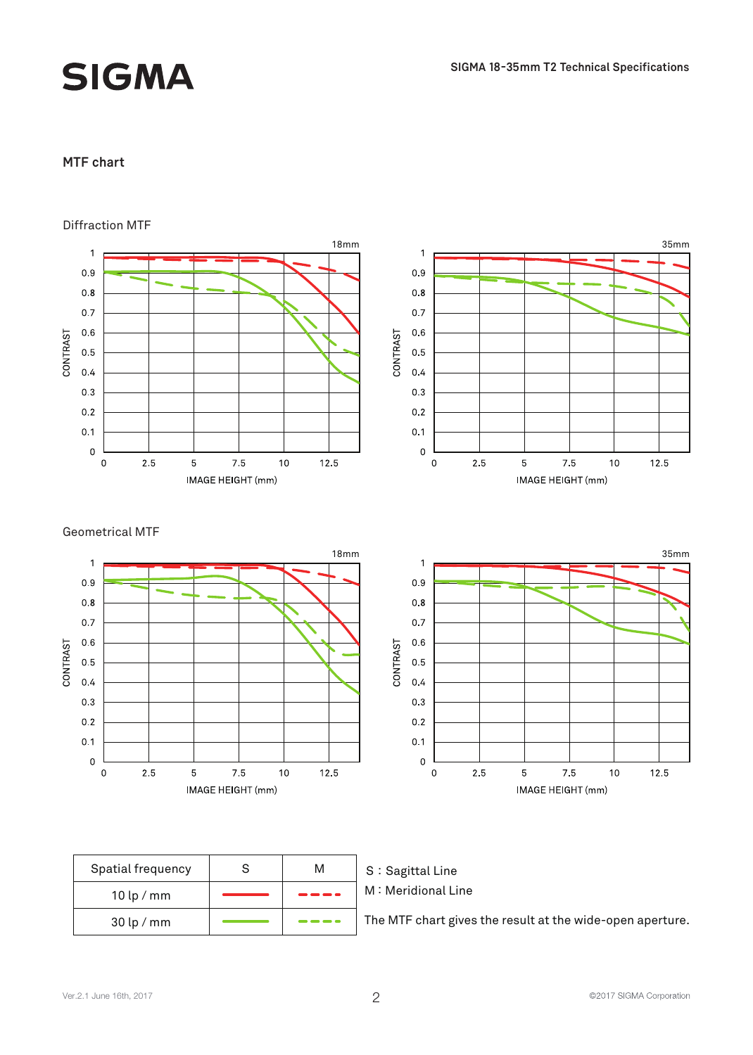## MTF chart

### Diffraction MTF

### Geometrical MTF

| Spatial frequency | S | M |
|---|---|---|
| 10 lp / mm | ━━ (red solid) | - - - (red dashed) |
| 30 lp / mm | ━━ (green solid) | - - - (green dashed) |

S : Sagittal Line

M : Meridional Line

The MTF chart gives the result at the wide-open aperture.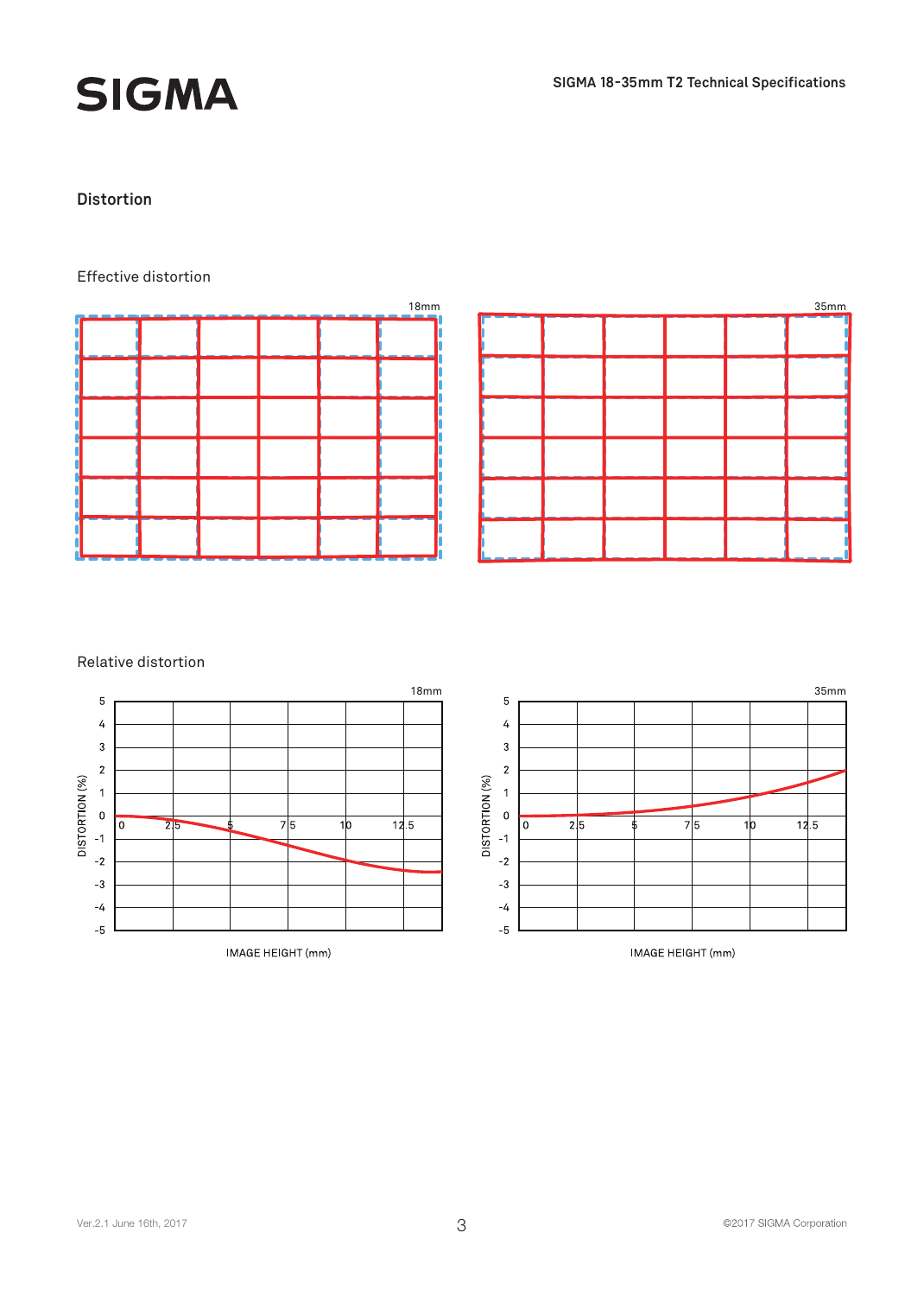## Distortion

### Effective distortion

18mm

35mm

### Relative distortion

18mm

DISTORTION (%)

IMAGE HEIGHT (mm)

35mm

DISTORTION (%)

IMAGE HEIGHT (mm)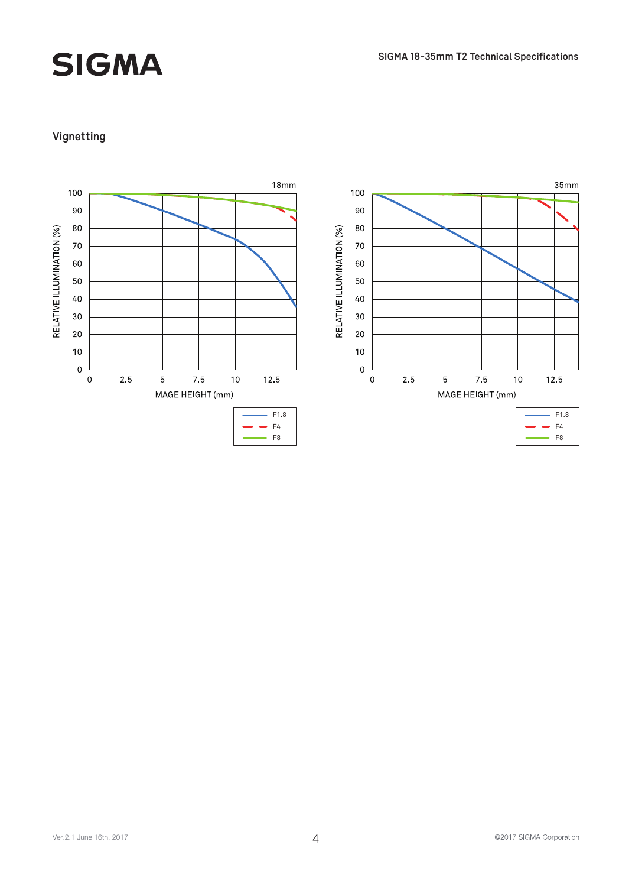# SIGMA

## Vignetting

18mm

RELATIVE ILLUMINATION (%)

100
90
80
70
60
50
40
30
20
10
0

0
2.5
5
7.5
10
12.5

IMAGE HEIGHT (mm)

F1.8
F4
F8

35mm

RELATIVE ILLUMINATION (%)

100
90
80
70
60
50
40
30
20
10
0

0
2.5
5
7.5
10
12.5

IMAGE HEIGHT (mm)

F1.8
F4
F8